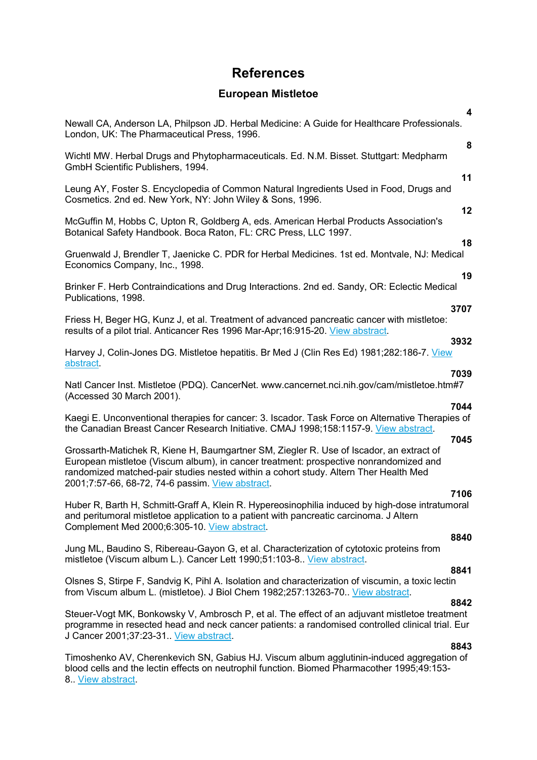# References

## European Mistletoe

**4**

Newall CA, Anderson LA, Philpson JD. Herbal Medicine: A Guide for Healthcare Professionals. London, UK: The Pharmaceutical Press, 1996.

**8**

Wichtl MW. Herbal Drugs and Phytopharmaceuticals. Ed. N.M. Bisset. Stuttgart: Medpharm GmbH Scientific Publishers, 1994.

**11**

Leung AY, Foster S. Encyclopedia of Common Natural Ingredients Used in Food, Drugs and Cosmetics. 2nd ed. New York, NY: John Wiley & Sons, 1996.

**12**

McGuffin M, Hobbs C, Upton R, Goldberg A, eds. American Herbal Products Association's Botanical Safety Handbook. Boca Raton, FL: CRC Press, LLC 1997.

**18**

Gruenwald J, Brendler T, Jaenicke C. PDR for Herbal Medicines. 1st ed. Montvale, NJ: Medical Economics Company, Inc., 1998.

**19**

Brinker F. Herb Contraindications and Drug Interactions. 2nd ed. Sandy, OR: Eclectic Medical Publications, 1998.

**3707**

Friess H, Beger HG, Kunz J, et al. Treatment of advanced pancreatic cancer with mistletoe: results of a pilot trial. Anticancer Res 1996 Mar-Apr;16:915-20. View abstract.

**3932**

Harvey J, Colin-Jones DG. Mistletoe hepatitis. Br Med J (Clin Res Ed) 1981;282:186-7. View abstract.

**7039**

Natl Cancer Inst. Mistletoe (PDQ). CancerNet. www.cancernet.nci.nih.gov/cam/mistletoe.htm#7 (Accessed 30 March 2001).

**7044**

Kaegi E. Unconventional therapies for cancer: 3. Iscador. Task Force on Alternative Therapies of the Canadian Breast Cancer Research Initiative. CMAJ 1998;158:1157-9. View abstract.

**7045**

Grossarth-Matichek R, Kiene H, Baumgartner SM, Ziegler R. Use of Iscador, an extract of European mistletoe (Viscum album), in cancer treatment: prospective nonrandomized and randomized matched-pair studies nested within a cohort study. Altern Ther Health Med 2001;7:57-66, 68-72, 74-6 passim. View abstract.

**7106**

Huber R, Barth H, Schmitt-Graff A, Klein R. Hypereosinophilia induced by high-dose intratumoral and peritumoral mistletoe application to a patient with pancreatic carcinoma. J Altern Complement Med 2000;6:305-10. View abstract.

**8840**

Jung ML, Baudino S, Ribereau-Gayon G, et al. Characterization of cytotoxic proteins from mistletoe (Viscum album L.). Cancer Lett 1990;51:103-8.. View abstract.

**8841**

Olsnes S, Stirpe F, Sandvig K, Pihl A. Isolation and characterization of viscumin, a toxic lectin from Viscum album L. (mistletoe). J Biol Chem 1982;257:13263-70.. View abstract.

**8842**

Steuer-Vogt MK, Bonkowsky V, Ambrosch P, et al. The effect of an adjuvant mistletoe treatment programme in resected head and neck cancer patients: a randomised controlled clinical trial. Eur J Cancer 2001;37:23-31.. View abstract.

**8843**

Timoshenko AV, Cherenkevich SN, Gabius HJ. Viscum album agglutinin-induced aggregation of blood cells and the lectin effects on neutrophil function. Biomed Pharmacother 1995;49:153-8.. View abstract.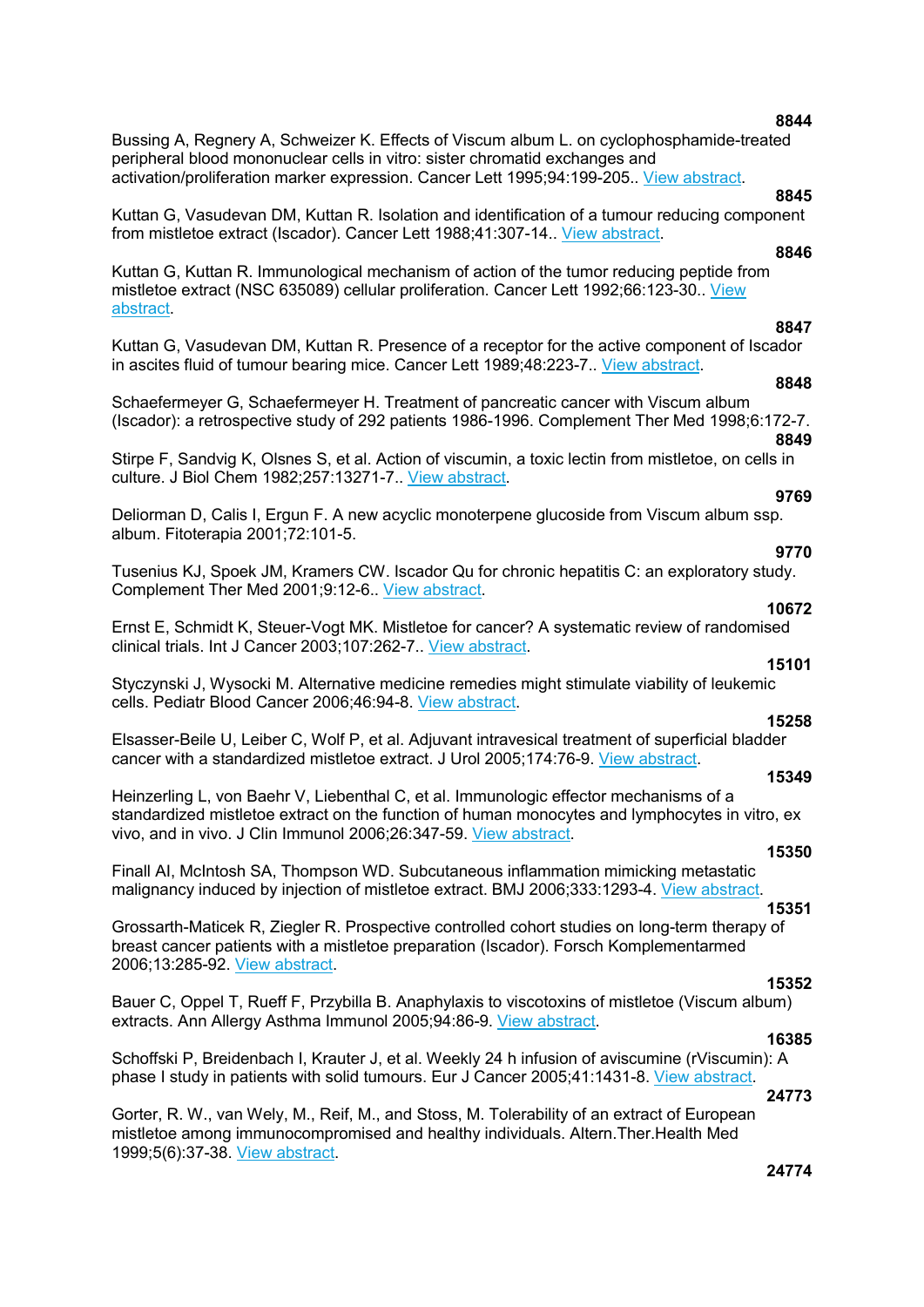**8844**

Bussing A, Regnery A, Schweizer K. Effects of Viscum album L. on cyclophosphamide-treated peripheral blood mononuclear cells in vitro: sister chromatid exchanges and activation/proliferation marker expression. Cancer Lett 1995;94:199-205.. View abstract.

**8845**

Kuttan G, Vasudevan DM, Kuttan R. Isolation and identification of a tumour reducing component from mistletoe extract (Iscador). Cancer Lett 1988;41:307-14.. View abstract.

**8846**

Kuttan G, Kuttan R. Immunological mechanism of action of the tumor reducing peptide from mistletoe extract (NSC 635089) cellular proliferation. Cancer Lett 1992;66:123-30.. View abstract.

**8847**

Kuttan G, Vasudevan DM, Kuttan R. Presence of a receptor for the active component of Iscador in ascites fluid of tumour bearing mice. Cancer Lett 1989;48:223-7.. View abstract.

**8848**

Schaefermeyer G, Schaefermeyer H. Treatment of pancreatic cancer with Viscum album (Iscador): a retrospective study of 292 patients 1986-1996. Complement Ther Med 1998;6:172-7.

**8849**

Stirpe F, Sandvig K, Olsnes S, et al. Action of viscumin, a toxic lectin from mistletoe, on cells in culture. J Biol Chem 1982;257:13271-7.. View abstract.

**9769**

Deliorman D, Calis I, Ergun F. A new acyclic monoterpene glucoside from Viscum album ssp. album. Fitoterapia 2001;72:101-5.

**9770**

Tusenius KJ, Spoek JM, Kramers CW. Iscador Qu for chronic hepatitis C: an exploratory study. Complement Ther Med 2001;9:12-6.. View abstract.

**10672**

Ernst E, Schmidt K, Steuer-Vogt MK. Mistletoe for cancer? A systematic review of randomised clinical trials. Int J Cancer 2003;107:262-7.. View abstract.

**15101**

Styczynski J, Wysocki M. Alternative medicine remedies might stimulate viability of leukemic cells. Pediatr Blood Cancer 2006;46:94-8. View abstract.

**15258**

Elsasser-Beile U, Leiber C, Wolf P, et al. Adjuvant intravesical treatment of superficial bladder cancer with a standardized mistletoe extract. J Urol 2005;174:76-9. View abstract.

**15349**

Heinzerling L, von Baehr V, Liebenthal C, et al. Immunologic effector mechanisms of a standardized mistletoe extract on the function of human monocytes and lymphocytes in vitro, ex vivo, and in vivo. J Clin Immunol 2006;26:347-59. View abstract.

**15350**

Finall AI, McIntosh SA, Thompson WD. Subcutaneous inflammation mimicking metastatic malignancy induced by injection of mistletoe extract. BMJ 2006;333:1293-4. View abstract.

**15351**

Grossarth-Maticek R, Ziegler R. Prospective controlled cohort studies on long-term therapy of breast cancer patients with a mistletoe preparation (Iscador). Forsch Komplementarmed 2006;13:285-92. View abstract.

**15352**

Bauer C, Oppel T, Rueff F, Przybilla B. Anaphylaxis to viscotoxins of mistletoe (Viscum album) extracts. Ann Allergy Asthma Immunol 2005;94:86-9. View abstract.

**16385**

Schoffski P, Breidenbach I, Krauter J, et al. Weekly 24 h infusion of aviscumine (rViscumin): A phase I study in patients with solid tumours. Eur J Cancer 2005;41:1431-8. View abstract.

**24773**

Gorter, R. W., van Wely, M., Reif, M., and Stoss, M. Tolerability of an extract of European mistletoe among immunocompromised and healthy individuals. Altern.Ther.Health Med 1999;5(6):37-38. View abstract.

**24774**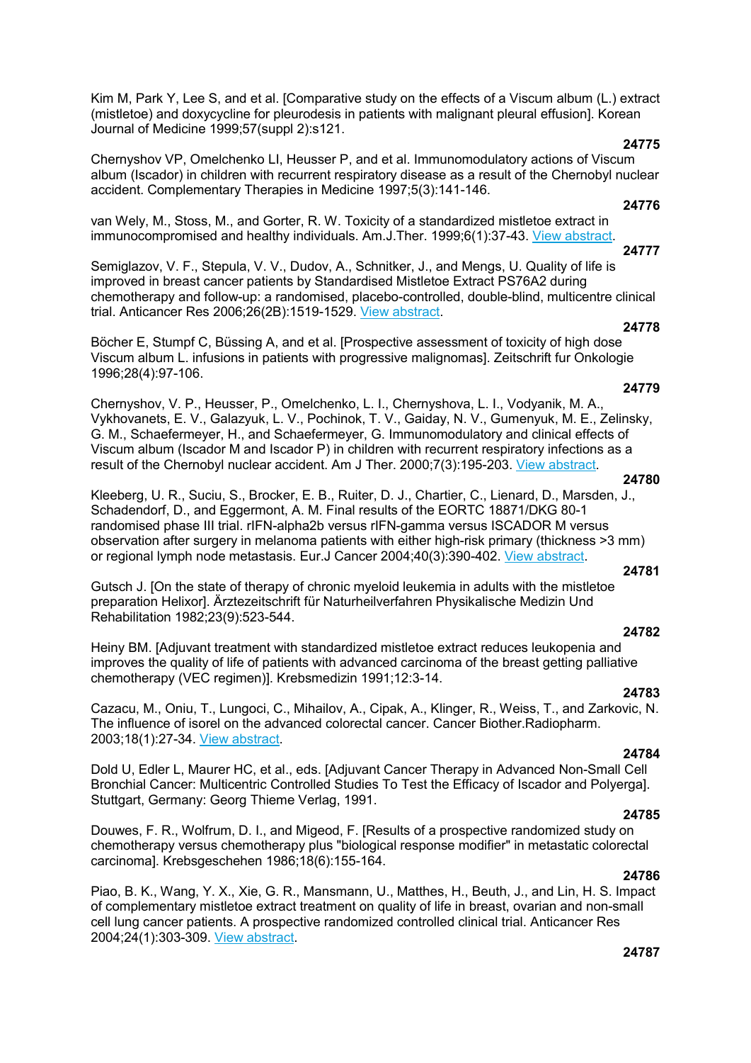Kim M, Park Y, Lee S, and et al. [Comparative study on the effects of a Viscum album (L.) extract (mistletoe) and doxycycline for pleurodesis in patients with malignant pleural effusion]. Korean Journal of Medicine 1999;57(suppl 2):s121.

**24775**

Chernyshov VP, Omelchenko LI, Heusser P, and et al. Immunomodulatory actions of Viscum album (Iscador) in children with recurrent respiratory disease as a result of the Chernobyl nuclear accident. Complementary Therapies in Medicine 1997;5(3):141-146.

**24776**

van Wely, M., Stoss, M., and Gorter, R. W. Toxicity of a standardized mistletoe extract in immunocompromised and healthy individuals. Am.J.Ther. 1999;6(1):37-43. View abstract.

**24777**

Semiglazov, V. F., Stepula, V. V., Dudov, A., Schnitker, J., and Mengs, U. Quality of life is improved in breast cancer patients by Standardised Mistletoe Extract PS76A2 during chemotherapy and follow-up: a randomised, placebo-controlled, double-blind, multicentre clinical trial. Anticancer Res 2006;26(2B):1519-1529. View abstract.

**24778**

Böcher E, Stumpf C, Büssing A, and et al. [Prospective assessment of toxicity of high dose Viscum album L. infusions in patients with progressive malignomas]. Zeitschrift fur Onkologie 1996;28(4):97-106.

**24779**

Chernyshov, V. P., Heusser, P., Omelchenko, L. I., Chernyshova, L. I., Vodyanik, M. A., Vykhovanets, E. V., Galazyuk, L. V., Pochinok, T. V., Gaiday, N. V., Gumenyuk, M. E., Zelinsky, G. M., Schaefermeyer, H., and Schaefermeyer, G. Immunomodulatory and clinical effects of Viscum album (Iscador M and Iscador P) in children with recurrent respiratory infections as a result of the Chernobyl nuclear accident. Am J Ther. 2000;7(3):195-203. View abstract.

**24780**

Kleeberg, U. R., Suciu, S., Brocker, E. B., Ruiter, D. J., Chartier, C., Lienard, D., Marsden, J., Schadendorf, D., and Eggermont, A. M. Final results of the EORTC 18871/DKG 80-1 randomised phase III trial. rIFN-alpha2b versus rIFN-gamma versus ISCADOR M versus observation after surgery in melanoma patients with either high-risk primary (thickness >3 mm) or regional lymph node metastasis. Eur.J Cancer 2004;40(3):390-402. View abstract.

**24781**

Gutsch J. [On the state of therapy of chronic myeloid leukemia in adults with the mistletoe preparation Helixor]. Ärztezeitschrift für Naturheilverfahren Physikalische Medizin Und Rehabilitation 1982;23(9):523-544.

**24782**

Heiny BM. [Adjuvant treatment with standardized mistletoe extract reduces leukopenia and improves the quality of life of patients with advanced carcinoma of the breast getting palliative chemotherapy (VEC regimen)]. Krebsmedizin 1991;12:3-14.

**24783**

Cazacu, M., Oniu, T., Lungoci, C., Mihailov, A., Cipak, A., Klinger, R., Weiss, T., and Zarkovic, N. The influence of isorel on the advanced colorectal cancer. Cancer Biother.Radiopharm. 2003;18(1):27-34. View abstract.

**24784**

Dold U, Edler L, Maurer HC, et al., eds. [Adjuvant Cancer Therapy in Advanced Non-Small Cell Bronchial Cancer: Multicentric Controlled Studies To Test the Efficacy of Iscador and Polyerga]. Stuttgart, Germany: Georg Thieme Verlag, 1991.

**24785**

Douwes, F. R., Wolfrum, D. I., and Migeod, F. [Results of a prospective randomized study on chemotherapy versus chemotherapy plus "biological response modifier" in metastatic colorectal carcinoma]. Krebsgeschehen 1986;18(6):155-164.

**24786**

Piao, B. K., Wang, Y. X., Xie, G. R., Mansmann, U., Matthes, H., Beuth, J., and Lin, H. S. Impact of complementary mistletoe extract treatment on quality of life in breast, ovarian and non-small cell lung cancer patients. A prospective randomized controlled clinical trial. Anticancer Res 2004;24(1):303-309. View abstract.

**24787**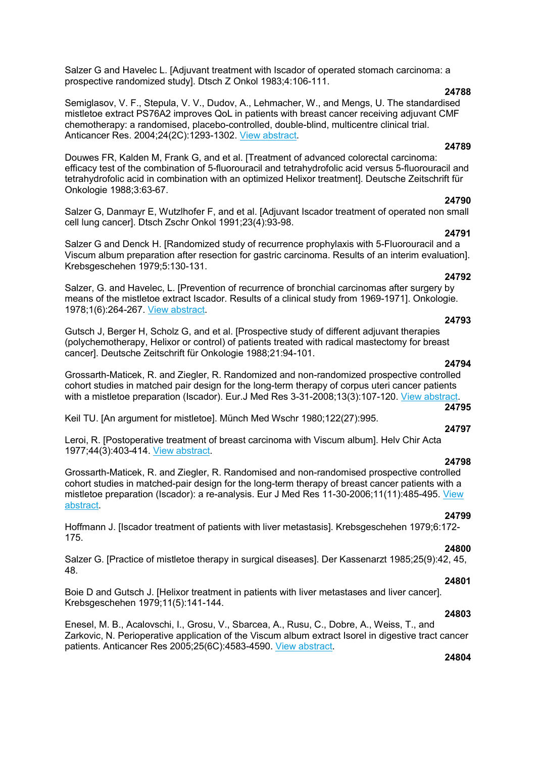Salzer G and Havelec L. [Adjuvant treatment with Iscador of operated stomach carcinoma: a prospective randomized study]. Dtsch Z Onkol 1983;4:106-111.

**24788**

Semiglasov, V. F., Stepula, V. V., Dudov, A., Lehmacher, W., and Mengs, U. The standardised mistletoe extract PS76A2 improves QoL in patients with breast cancer receiving adjuvant CMF chemotherapy: a randomised, placebo-controlled, double-blind, multicentre clinical trial. Anticancer Res. 2004;24(2C):1293-1302. View abstract.

**24789**

Douwes FR, Kalden M, Frank G, and et al. [Treatment of advanced colorectal carcinoma: efficacy test of the combination of 5-fluorouracil and tetrahydrofolic acid versus 5-fluorouracil and tetrahydrofolic acid in combination with an optimized Helixor treatment]. Deutsche Zeitschrift für Onkologie 1988;3:63-67.

**24790**

Salzer G, Danmayr E, Wutzlhofer F, and et al. [Adjuvant Iscador treatment of operated non small cell lung cancer]. Dtsch Zschr Onkol 1991;23(4):93-98.

**24791**

Salzer G and Denck H. [Randomized study of recurrence prophylaxis with 5-Fluorouracil and a Viscum album preparation after resection for gastric carcinoma. Results of an interim evaluation]. Krebsgeschehen 1979;5:130-131.

**24792**

Salzer, G. and Havelec, L. [Prevention of recurrence of bronchial carcinomas after surgery by means of the mistletoe extract Iscador. Results of a clinical study from 1969-1971]. Onkologie. 1978;1(6):264-267. View abstract.

**24793**

Gutsch J, Berger H, Scholz G, and et al. [Prospective study of different adjuvant therapies (polychemotherapy, Helixor or control) of patients treated with radical mastectomy for breast cancer]. Deutsche Zeitschrift für Onkologie 1988;21:94-101.

**24794**

Grossarth-Maticek, R. and Ziegler, R. Randomized and non-randomized prospective controlled cohort studies in matched pair design for the long-term therapy of corpus uteri cancer patients with a mistletoe preparation (Iscador). Eur.J Med Res 3-31-2008;13(3):107-120. View abstract.

**24795**

Keil TU. [An argument for mistletoe]. Münch Med Wschr 1980;122(27):995.

**24797**

Leroi, R. [Postoperative treatment of breast carcinoma with Viscum album]. Helv Chir Acta 1977;44(3):403-414. View abstract.

**24798**

Grossarth-Maticek, R. and Ziegler, R. Randomised and non-randomised prospective controlled cohort studies in matched-pair design for the long-term therapy of breast cancer patients with a mistletoe preparation (Iscador): a re-analysis. Eur J Med Res 11-30-2006;11(11):485-495. View abstract.

**24799**

Hoffmann J. [Iscador treatment of patients with liver metastasis]. Krebsgeschehen 1979;6:172-175.

**24800**

Salzer G. [Practice of mistletoe therapy in surgical diseases]. Der Kassenarzt 1985;25(9):42, 45, 48.

**24801**

Boie D and Gutsch J. [Helixor treatment in patients with liver metastases and liver cancer]. Krebsgeschehen 1979;11(5):141-144.

**24803**

Enesel, M. B., Acalovschi, I., Grosu, V., Sbarcea, A., Rusu, C., Dobre, A., Weiss, T., and Zarkovic, N. Perioperative application of the Viscum album extract Isorel in digestive tract cancer patients. Anticancer Res 2005;25(6C):4583-4590. View abstract.

**24804**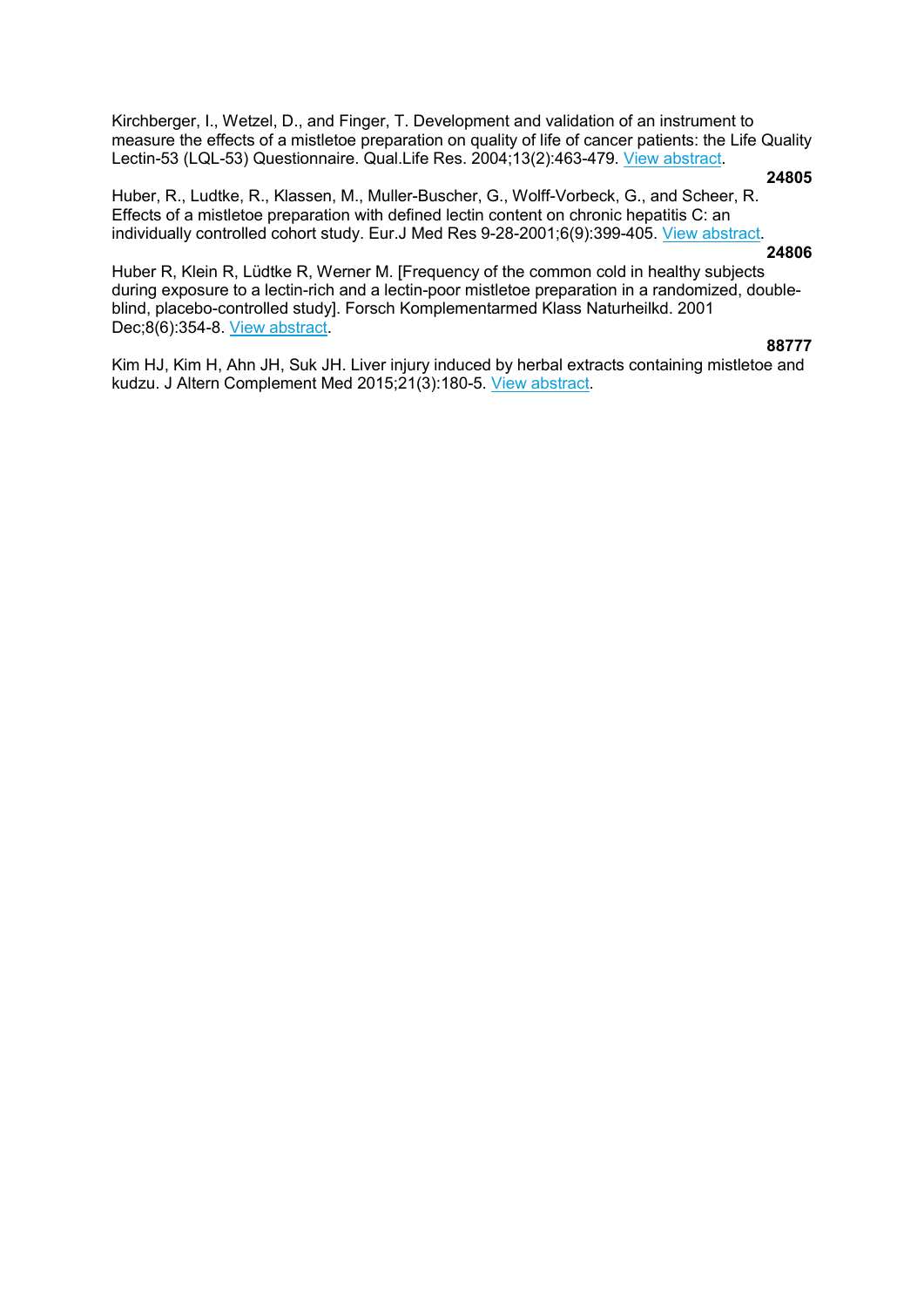Kirchberger, I., Wetzel, D., and Finger, T. Development and validation of an instrument to measure the effects of a mistletoe preparation on quality of life of cancer patients: the Life Quality Lectin-53 (LQL-53) Questionnaire. Qual.Life Res. 2004;13(2):463-479. View abstract.

**24805**

Huber, R., Ludtke, R., Klassen, M., Muller-Buscher, G., Wolff-Vorbeck, G., and Scheer, R. Effects of a mistletoe preparation with defined lectin content on chronic hepatitis C: an individually controlled cohort study. Eur.J Med Res 9-28-2001;6(9):399-405. View abstract.

**24806**

Huber R, Klein R, Lüdtke R, Werner M. [Frequency of the common cold in healthy subjects during exposure to a lectin-rich and a lectin-poor mistletoe preparation in a randomized, double-blind, placebo-controlled study]. Forsch Komplementarmed Klass Naturheilkd. 2001 Dec;8(6):354-8. View abstract.

**88777**

Kim HJ, Kim H, Ahn JH, Suk JH. Liver injury induced by herbal extracts containing mistletoe and kudzu. J Altern Complement Med 2015;21(3):180-5. View abstract.